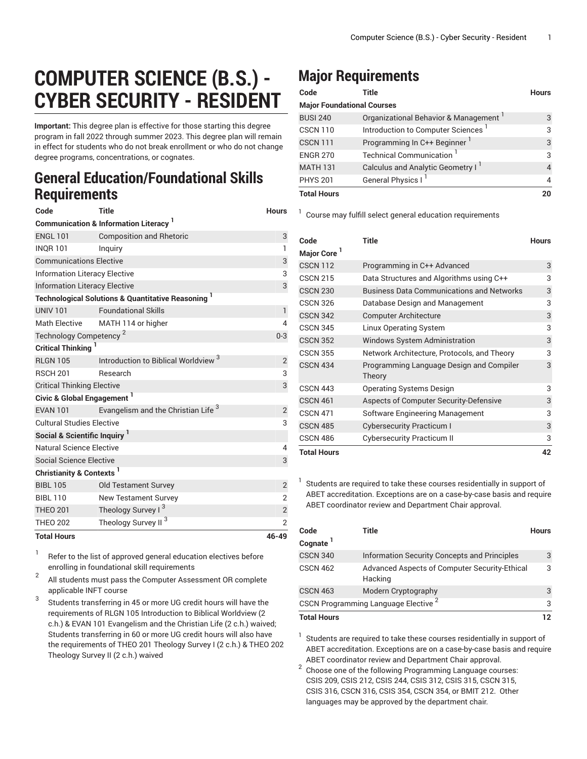# COMPUTER SCIENCE (B.S.) - CYBER SECURITY - RESIDENT

**Important:** This degree plan is effective for those starting this degree program in fall 2022 through summer 2023. This degree plan will remain in effect for students who do not break enrollment or who do not change degree programs, concentrations, or cognates.

## General Education/Foundational Skills Requirements

| Code | Title | Hours |
|---|---|---|
| **Communication & Information Literacy [1]** | | |
| ENGL 101 | Composition and Rhetoric | 3 |
| INQR 101 | Inquiry | 1 |
| Communications Elective | | 3 |
| Information Literacy Elective | | 3 |
| Information Literacy Elective | | 3 |
| **Technological Solutions & Quantitative Reasoning [1]** | | |
| UNIV 101 | Foundational Skills | 1 |
| Math Elective | MATH 114 or higher | 4 |
| Technology Competency [2] | | 0-3 |
| **Critical Thinking [1]** | | |
| RLGN 105 | Introduction to Biblical Worldview [3] | 2 |
| RSCH 201 | Research | 3 |
| Critical Thinking Elective | | 3 |
| **Civic & Global Engagement [1]** | | |
| EVAN 101 | Evangelism and the Christian Life [3] | 2 |
| Cultural Studies Elective | | 3 |
| **Social & Scientific Inquiry [1]** | | |
| Natural Science Elective | | 4 |
| Social Science Elective | | 3 |
| **Christianity & Contexts [1]** | | |
| BIBL 105 | Old Testament Survey | 2 |
| BIBL 110 | New Testament Survey | 2 |
| THEO 201 | Theology Survey I [3] | 2 |
| THEO 202 | Theology Survey II [3] | 2 |
| **Total Hours** | | **46-49** |

1. Refer to the list of approved general education electives before enrolling in foundational skill requirements
2. All students must pass the Computer Assessment OR complete applicable INFT course
3. Students transferring in 45 or more UG credit hours will have the requirements of RLGN 105 Introduction to Biblical Worldview (2 c.h.) & EVAN 101 Evangelism and the Christian Life (2 c.h.) waived; Students transferring in 60 or more UG credit hours will also have the requirements of THEO 201 Theology Survey I (2 c.h.) & THEO 202 Theology Survey II (2 c.h.) waived

## Major Requirements

| Code | Title | Hours |
|---|---|---|
| **Major Foundational Courses** | | |
| BUSI 240 | Organizational Behavior & Management [1] | 3 |
| CSCN 110 | Introduction to Computer Sciences [1] | 3 |
| CSCN 111 | Programming In C++ Beginner [1] | 3 |
| ENGR 270 | Technical Communication [1] | 3 |
| MATH 131 | Calculus and Analytic Geometry I [1] | 4 |
| PHYS 201 | General Physics I [1] | 4 |
| **Total Hours** | | **20** |

1. Course may fulfill select general education requirements

| Code | Title | Hours |
|---|---|---|
| **Major Core [1]** | | |
| CSCN 112 | Programming in C++ Advanced | 3 |
| CSCN 215 | Data Structures and Algorithms using C++ | 3 |
| CSCN 230 | Business Data Communications and Networks | 3 |
| CSCN 326 | Database Design and Management | 3 |
| CSCN 342 | Computer Architecture | 3 |
| CSCN 345 | Linux Operating System | 3 |
| CSCN 352 | Windows System Administration | 3 |
| CSCN 355 | Network Architecture, Protocols, and Theory | 3 |
| CSCN 434 | Programming Language Design and Compiler Theory | 3 |
| CSCN 443 | Operating Systems Design | 3 |
| CSCN 461 | Aspects of Computer Security-Defensive | 3 |
| CSCN 471 | Software Engineering Management | 3 |
| CSCN 485 | Cybersecurity Practicum I | 3 |
| CSCN 486 | Cybersecurity Practicum II | 3 |
| **Total Hours** | | **42** |

1. Students are required to take these courses residentially in support of ABET accreditation. Exceptions are on a case-by-case basis and require ABET coordinator review and Department Chair approval.

| Code | Title | Hours |
|---|---|---|
| **Cognate [1]** | | |
| CSCN 340 | Information Security Concepts and Principles | 3 |
| CSCN 462 | Advanced Aspects of Computer Security-Ethical Hacking | 3 |
| CSCN 463 | Modern Cryptography | 3 |
| CSCN Programming Language Elective [2] | | 3 |
| **Total Hours** | | **12** |

1. Students are required to take these courses residentially in support of ABET accreditation. Exceptions are on a case-by-case basis and require ABET coordinator review and Department Chair approval.
2. Choose one of the following Programming Language courses: CSIS 209, CSIS 212, CSIS 244, CSIS 312, CSIS 315, CSCN 315, CSIS 316, CSCN 316, CSIS 354, CSCN 354, or BMIT 212. Other languages may be approved by the department chair.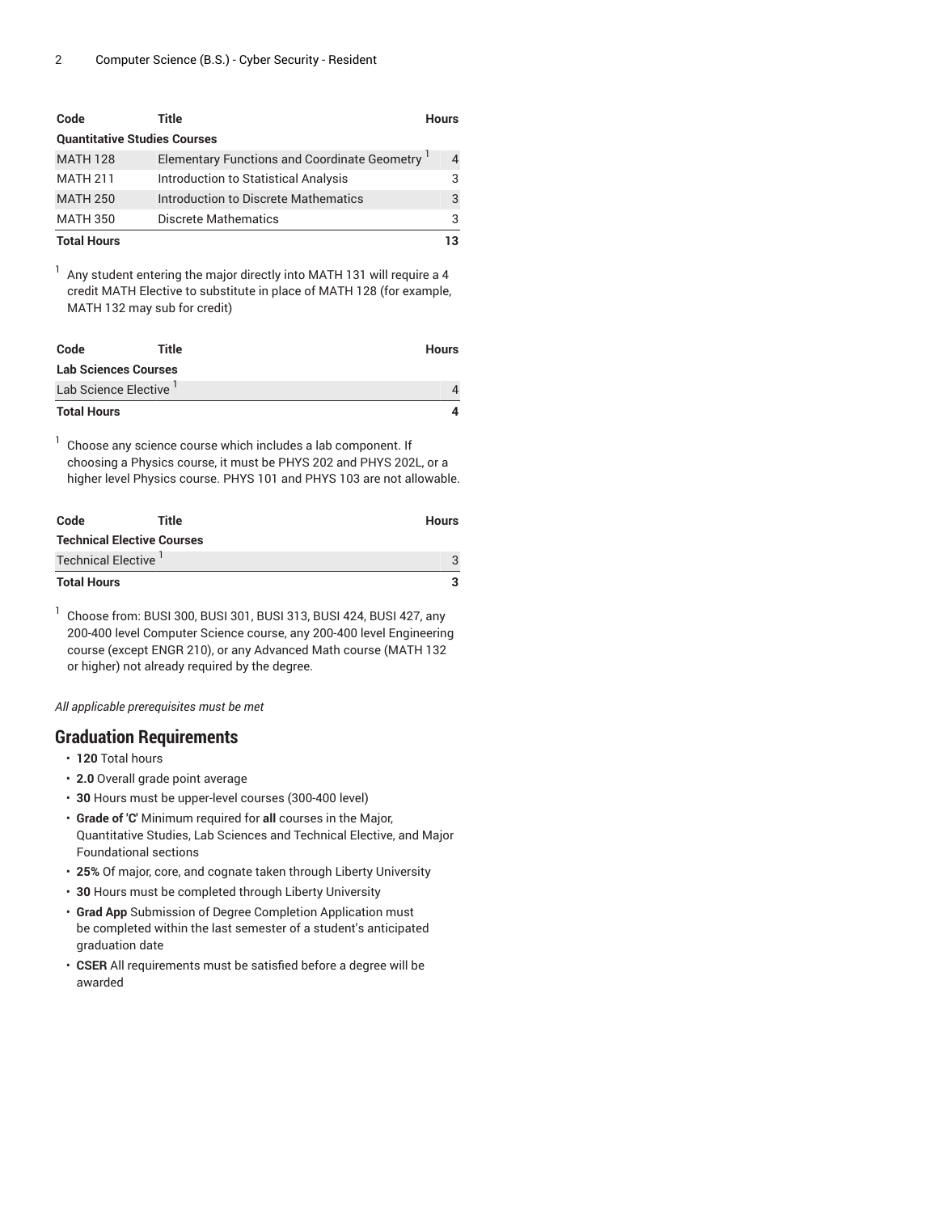| Code | Title | Hours |
|---|---|---|
| **Quantitative Studies Courses** | | |
| MATH 128 | Elementary Functions and Coordinate Geometry [1] | 4 |
| MATH 211 | Introduction to Statistical Analysis | 3 |
| MATH 250 | Introduction to Discrete Mathematics | 3 |
| MATH 350 | Discrete Mathematics | 3 |
| **Total Hours** | | **13** |

[1] Any student entering the major directly into MATH 131 will require a 4 credit MATH Elective to substitute in place of MATH 128 (for example, MATH 132 may sub for credit)

| Code | Title | Hours |
|---|---|---|
| **Lab Sciences Courses** | | |
| Lab Science Elective [1] | | 4 |
| **Total Hours** | | **4** |

[1] Choose any science course which includes a lab component. If choosing a Physics course, it must be PHYS 202 and PHYS 202L, or a higher level Physics course. PHYS 101 and PHYS 103 are not allowable.

| Code | Title | Hours |
|---|---|---|
| **Technical Elective Courses** | | |
| Technical Elective [1] | | 3 |
| **Total Hours** | | **3** |

[1] Choose from: BUSI 300, BUSI 301, BUSI 313, BUSI 424, BUSI 427, any 200-400 level Computer Science course, any 200-400 level Engineering course (except ENGR 210), or any Advanced Math course (MATH 132 or higher) not already required by the degree.

*All applicable prerequisites must be met*

## Graduation Requirements

- **120** Total hours
- **2.0** Overall grade point average
- **30** Hours must be upper-level courses (300-400 level)
- **Grade of 'C'** Minimum required for **all** courses in the Major, Quantitative Studies, Lab Sciences and Technical Elective, and Major Foundational sections
- **25%** Of major, core, and cognate taken through Liberty University
- **30** Hours must be completed through Liberty University
- **Grad App** Submission of Degree Completion Application must be completed within the last semester of a student's anticipated graduation date
- **CSER** All requirements must be satisfied before a degree will be awarded